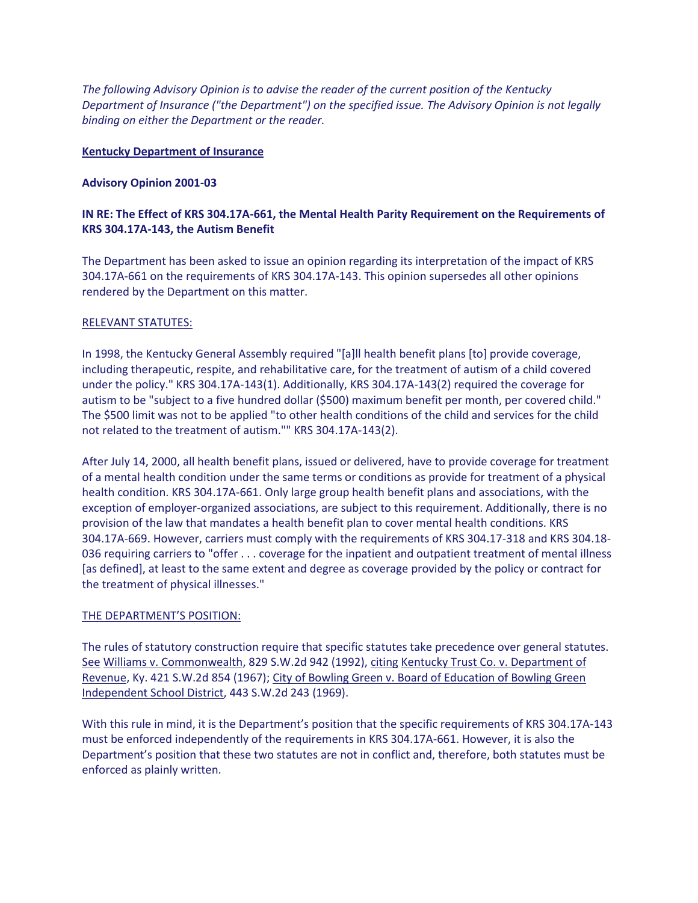*The following Advisory Opinion is to advise the reader of the current position of the Kentucky Department of Insurance ("the Department") on the specified issue. The Advisory Opinion is not legally binding on either the Department or the reader.*

**Kentucky Department of Insurance**

**Advisory Opinion 2001-03**

**IN RE: The Effect of KRS 304.17A-661, the Mental Health Parity Requirement on the Requirements of KRS 304.17A-143, the Autism Benefit**

The Department has been asked to issue an opinion regarding its interpretation of the impact of KRS 304.17A-661 on the requirements of KRS 304.17A-143. This opinion supersedes all other opinions rendered by the Department on this matter.

RELEVANT STATUTES:

In 1998, the Kentucky General Assembly required "[a]ll health benefit plans [to] provide coverage, including therapeutic, respite, and rehabilitative care, for the treatment of autism of a child covered under the policy." KRS 304.17A-143(1). Additionally, KRS 304.17A-143(2) required the coverage for autism to be "subject to a five hundred dollar ($500) maximum benefit per month, per covered child." The $500 limit was not to be applied "to other health conditions of the child and services for the child not related to the treatment of autism."" KRS 304.17A-143(2).

After July 14, 2000, all health benefit plans, issued or delivered, have to provide coverage for treatment of a mental health condition under the same terms or conditions as provide for treatment of a physical health condition. KRS 304.17A-661. Only large group health benefit plans and associations, with the exception of employer-organized associations, are subject to this requirement. Additionally, there is no provision of the law that mandates a health benefit plan to cover mental health conditions. KRS 304.17A-669. However, carriers must comply with the requirements of KRS 304.17-318 and KRS 304.18-036 requiring carriers to "offer . . . coverage for the inpatient and outpatient treatment of mental illness [as defined], at least to the same extent and degree as coverage provided by the policy or contract for the treatment of physical illnesses."

THE DEPARTMENT'S POSITION:

The rules of statutory construction require that specific statutes take precedence over general statutes. See Williams v. Commonwealth, 829 S.W.2d 942 (1992), citing Kentucky Trust Co. v. Department of Revenue, Ky. 421 S.W.2d 854 (1967); City of Bowling Green v. Board of Education of Bowling Green Independent School District, 443 S.W.2d 243 (1969).

With this rule in mind, it is the Department's position that the specific requirements of KRS 304.17A-143 must be enforced independently of the requirements in KRS 304.17A-661. However, it is also the Department's position that these two statutes are not in conflict and, therefore, both statutes must be enforced as plainly written.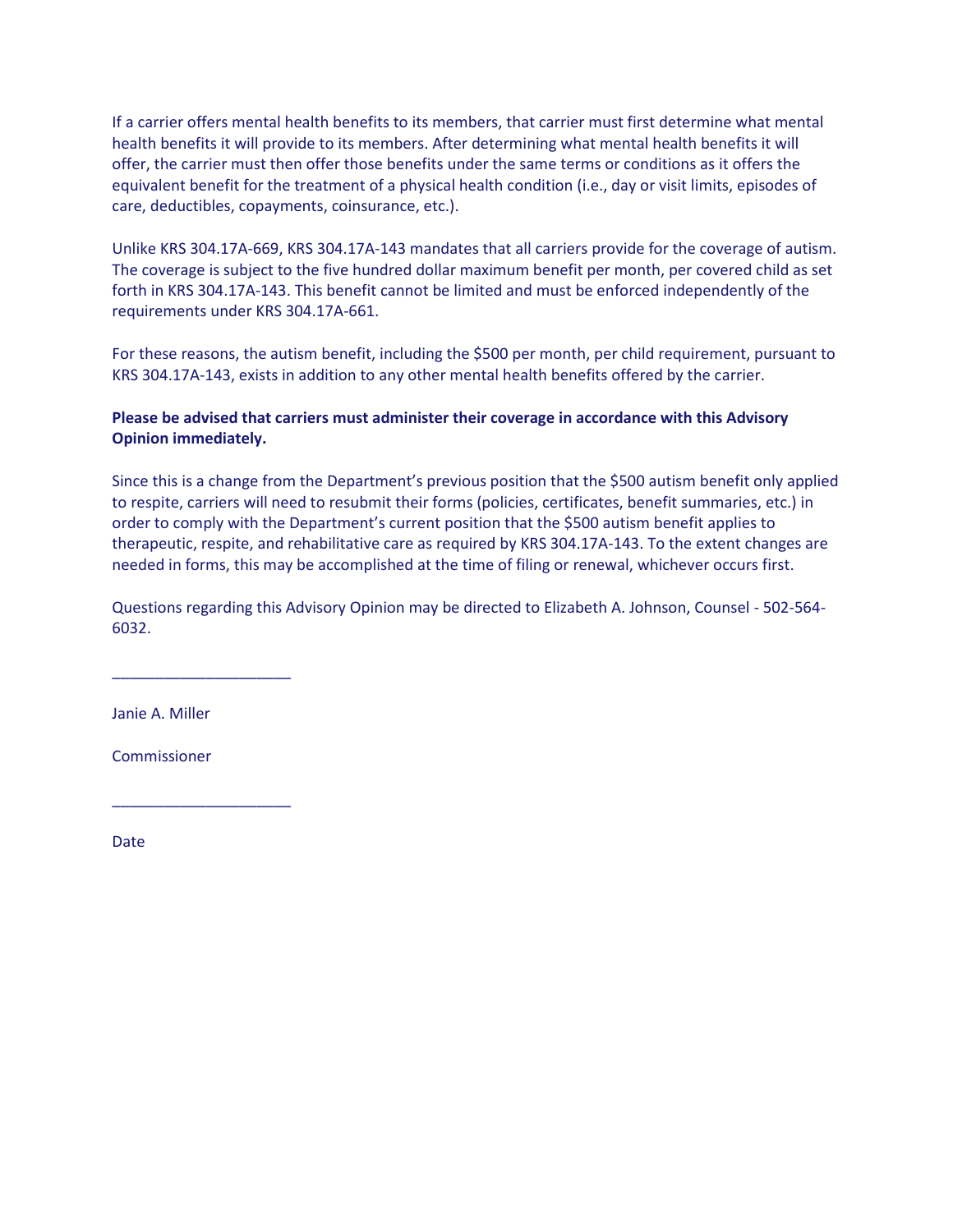If a carrier offers mental health benefits to its members, that carrier must first determine what mental health benefits it will provide to its members. After determining what mental health benefits it will offer, the carrier must then offer those benefits under the same terms or conditions as it offers the equivalent benefit for the treatment of a physical health condition (i.e., day or visit limits, episodes of care, deductibles, copayments, coinsurance, etc.).

Unlike KRS 304.17A-669, KRS 304.17A-143 mandates that all carriers provide for the coverage of autism. The coverage is subject to the five hundred dollar maximum benefit per month, per covered child as set forth in KRS 304.17A-143. This benefit cannot be limited and must be enforced independently of the requirements under KRS 304.17A-661.

For these reasons, the autism benefit, including the $500 per month, per child requirement, pursuant to KRS 304.17A-143, exists in addition to any other mental health benefits offered by the carrier.

**Please be advised that carriers must administer their coverage in accordance with this Advisory Opinion immediately.**

Since this is a change from the Department's previous position that the $500 autism benefit only applied to respite, carriers will need to resubmit their forms (policies, certificates, benefit summaries, etc.) in order to comply with the Department's current position that the $500 autism benefit applies to therapeutic, respite, and rehabilitative care as required by KRS 304.17A-143. To the extent changes are needed in forms, this may be accomplished at the time of filing or renewal, whichever occurs first.

Questions regarding this Advisory Opinion may be directed to Elizabeth A. Johnson, Counsel - 502-564-6032.

____________________

Janie A. Miller

Commissioner

____________________

Date